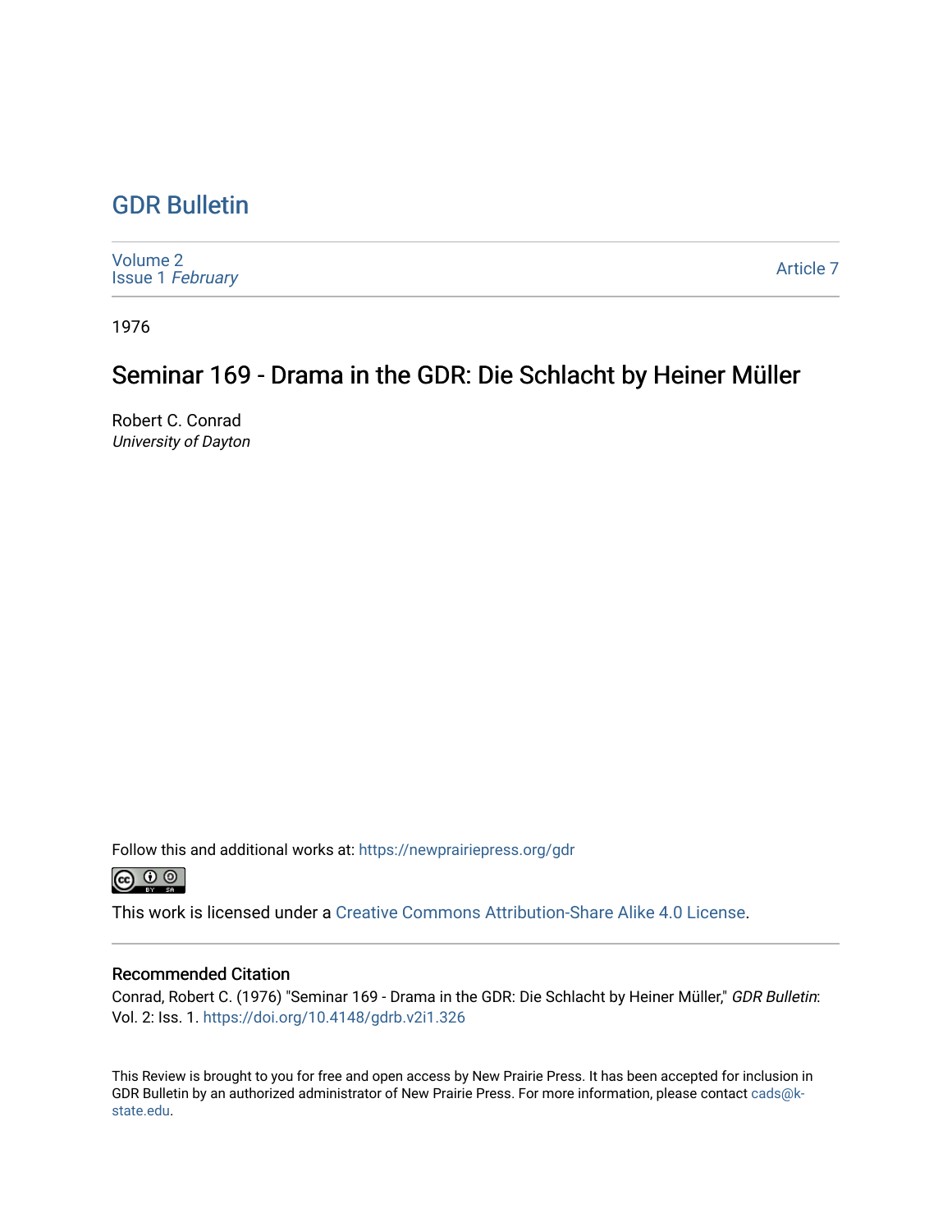# GDR Bulletin

Volume 2
Issue 1 *February*

Article 7

1976

## Seminar 169 - Drama in the GDR: Die Schlacht by Heiner Müller

Robert C. Conrad
*University of Dayton*

Follow this and additional works at: https://newprairiepress.org/gdr

This work is licensed under a Creative Commons Attribution-Share Alike 4.0 License.

### Recommended Citation

Conrad, Robert C. (1976) "Seminar 169 - Drama in the GDR: Die Schlacht by Heiner Müller," *GDR Bulletin*: Vol. 2: Iss. 1. https://doi.org/10.4148/gdrb.v2i1.326

This Review is brought to you for free and open access by New Prairie Press. It has been accepted for inclusion in GDR Bulletin by an authorized administrator of New Prairie Press. For more information, please contact cads@k-state.edu.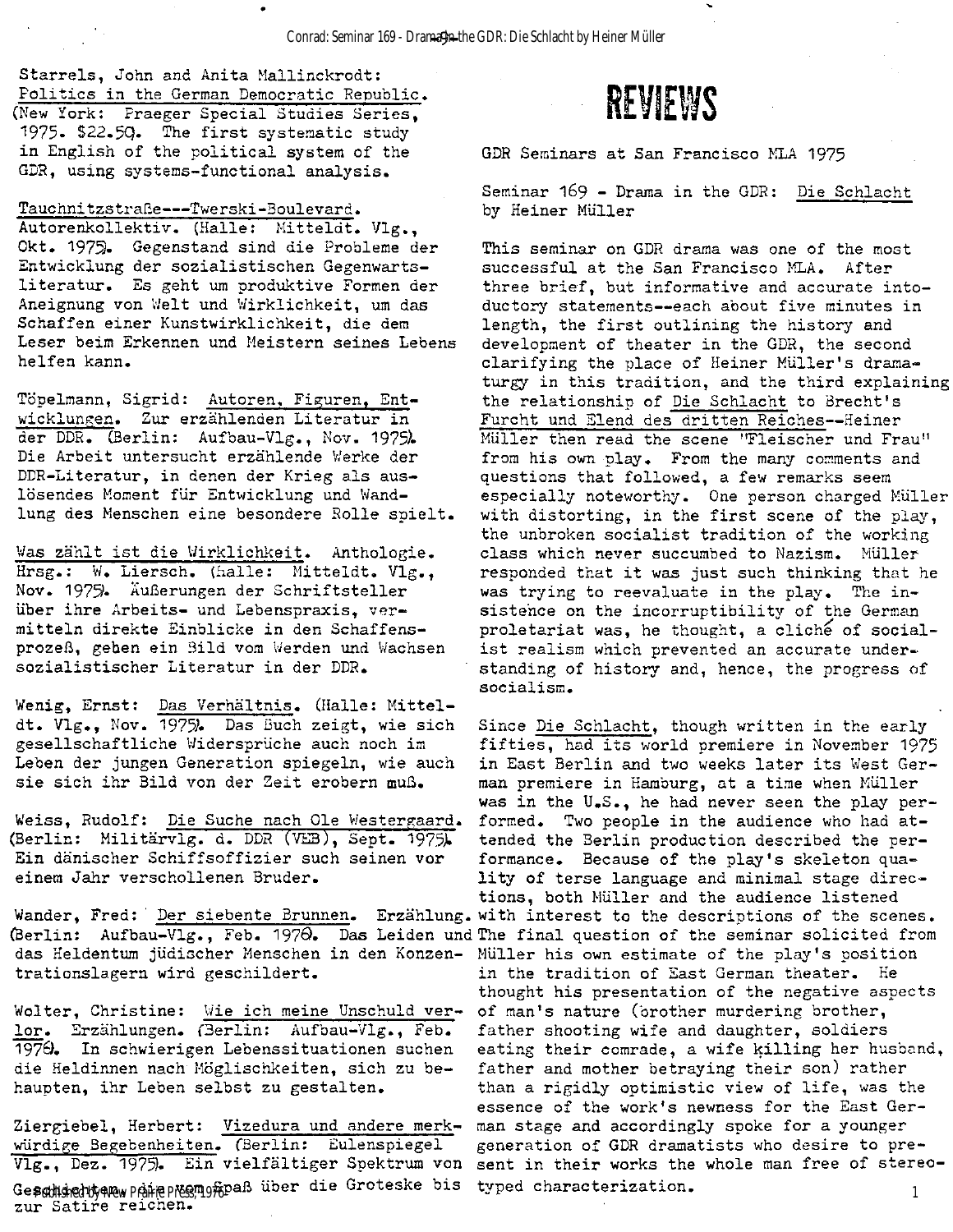Starrels, John and Anita Mallinckrodt: Politics in the German Democratic Republic. (New York: Praeger Special Studies Series, 1975. $22.50. The first systematic study in English of the political system of the GDR, using systems-functional analysis.

Tauchnitzstraße---Twerski-Boulevard. Autorenkollektiv. (Halle: Mitteldt. Vlg., Okt. 1975). Gegenstand sind die Probleme der Entwicklung der sozialistischen Gegenwartsliteratur. Es geht um produktive Formen der Aneignung von Welt und Wirklichkeit, um das Schaffen einer Kunstwirklichkeit, die dem Leser beim Erkennen und Meistern seines Lebens helfen kann.

Töpelmann, Sigrid: Autoren, Figuren, Entwicklungen. Zur erzählenden Literatur in der DDR. (Berlin: Aufbau-Vlg., Nov. 1975). Die Arbeit untersucht erzählende Werke der DDR-Literatur, in denen der Krieg als auslösendes Moment für Entwicklung und Wandlung des Menschen eine besondere Rolle spielt.

Was zählt ist die Wirklichkeit. Anthologie. Hrsg.: W. Liersch. (Halle: Mitteldt. Vlg., Nov. 1975). Äußerungen der Schriftsteller über ihre Arbeits- und Lebenspraxis, vermitteln direkte Einblicke in den Schaffensprozeß, geben ein Bild vom Werden und Wachsen sozialistischer Literatur in der DDR.

Wenig, Ernst: Das Verhältnis. (Halle: Mitteldt. Vlg., Nov. 1975). Das Buch zeigt, wie sich gesellschaftliche Widersprüche auch noch im Leben der jungen Generation spiegeln, wie auch sie sich ihr Bild von der Zeit erobern muß.

Weiss, Rudolf: Die Suche nach Ole Westergaard. (Berlin: Militärvlg. d. DDR (VEB), Sept. 1975). Ein dänischer Schiffsoffizier such seinen vor einem Jahr verschollenen Bruder.

Wander, Fred: Der siebente Brunnen. Erzählung. (Berlin: Aufbau-Vlg., Feb. 1976. Das Leiden und das Heldentum jüdischer Menschen in den Konzentrationslagern wird geschildert.

Wolter, Christine: Wie ich meine Unschuld verlor. Erzählungen. (Berlin: Aufbau-Vlg., Feb. 1976. In schwierigen Lebenssituationen suchen die Heldinnen nach Möglischkeiten, sich zu behaupten, ihr Leben selbst zu gestalten.

Ziergiebel, Herbert: Vizedura und andere merkwürdige Begebenheiten. (Berlin: Eulenspiegel Vlg., Dez. 1975). Ein vielfältiger Spektrum von Geschichten, die vom Spaß über die Groteske bis zur Satire reichen.

# REVIEWS

## GDR Seminars at San Francisco MLA 1975

### Seminar 169 - Drama in the GDR: Die Schlacht by Heiner Müller

This seminar on GDR drama was one of the most successful at the San Francisco MLA. After three brief, but informative and accurate intoductory statements--each about five minutes in length, the first outlining the history and development of theater in the GDR, the second clarifying the place of Heiner Müller's dramaturgy in this tradition, and the third explaining the relationship of Die Schlacht to Brecht's Furcht und Elend des dritten Reiches--Heiner Müller then read the scene "Fleischer und Frau" from his own play. From the many comments and questions that followed, a few remarks seem especially noteworthy. One person charged Müller with distorting, in the first scene of the play, the unbroken socialist tradition of the working class which never succumbed to Nazism. Müller responded that it was just such thinking that he was trying to reevaluate in the play. The insistence on the incorruptibility of the German proletariat was, he thought, a cliché of socialist realism which prevented an accurate understanding of history and, hence, the progress of socialism.

Since Die Schlacht, though written in the early fifties, had its world premiere in November 1975 in East Berlin and two weeks later its West German premiere in Hamburg, at a time when Müller was in the U.S., he had never seen the play performed. Two people in the audience who had attended the Berlin production described the performance. Because of the play's skeleton quality of terse language and minimal stage directions, both Müller and the audience listened with interest to the descriptions of the scenes. The final question of the seminar solicited from Müller his own estimate of the play's position in the tradition of East German theater. He thought his presentation of the negative aspects of man's nature (brother murdering brother, father shooting wife and daughter, soldiers eating their comrade, a wife killing her husband, father and mother betraying their son) rather than a rigidly optimistic view of life, was the essence of the work's newness for the East German stage and accordingly spoke for a younger generation of GDR dramatists who desire to present in their works the whole man free of stereotyped characterization.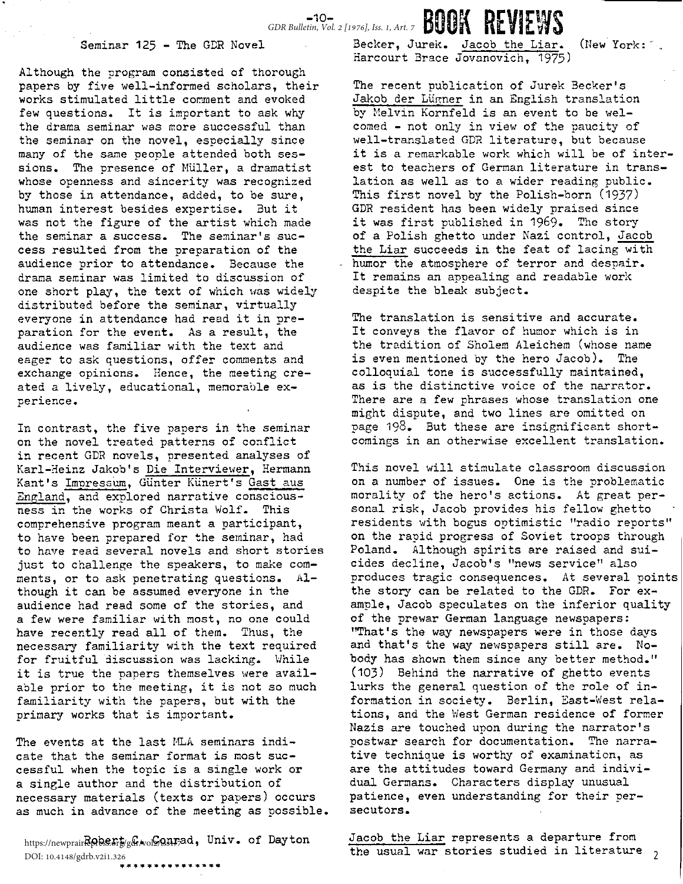Seminar 125 - The GDR Novel

Although the program consisted of thorough papers by five well-informed scholars, their works stimulated little comment and evoked few questions. It is important to ask why the drama seminar was more successful than the seminar on the novel, especially since many of the same people attended both sessions. The presence of Müller, a dramatist whose openness and sincerity was recognized by those in attendance, added, to be sure, human interest besides expertise. But it was not the figure of the artist which made the seminar a success. The seminar's success resulted from the preparation of the audience prior to attendance. Because the drama seminar was limited to discussion of one short play, the text of which was widely distributed before the seminar, virtually everyone in attendance had read it in preparation for the event. As a result, the audience was familiar with the text and eager to ask questions, offer comments and exchange opinions. Hence, the meeting created a lively, educational, memorable experience.

In contrast, the five papers in the seminar on the novel treated patterns of conflict in recent GDR novels, presented analyses of Karl-Heinz Jakob's Die Interviewer, Hermann Kant's Impressum, Günter Künert's Gast aus England, and explored narrative consciousness in the works of Christa Wolf. This comprehensive program meant a participant, to have been prepared for the seminar, had to have read several novels and short stories just to challenge the speakers, to make comments, or to ask penetrating questions. Although it can be assumed everyone in the audience had read some of the stories, and a few were familiar with most, no one could have recently read all of them. Thus, the necessary familiarity with the text required for fruitful discussion was lacking. While it is true the papers themselves were available prior to the meeting, it is not so much familiarity with the papers, but with the primary works that is important.

The events at the last MLA seminars indicate that the seminar format is most successful when the topic is a single work or a single author and the distribution of necessary materials (texts or papers) occurs as much in advance of the meeting as possible.

Robert C. Conrad, Univ. of Dayton

\*\*\*\*\*\*\*\*\*\*\*\*\*\*

# BOOK REVIEWS

Becker, Jurek. Jacob the Liar. (New York: Harcourt Brace Jovanovich, 1975)

The recent publication of Jurek Becker's Jakob der Lügner in an English translation by Melvin Kornfeld is an event to be welcomed - not only in view of the paucity of well-translated GDR literature, but because it is a remarkable work which will be of interest to teachers of German literature in translation as well as to a wider reading public. This first novel by the Polish-born (1937) GDR resident has been widely praised since it was first published in 1969. The story of a Polish ghetto under Nazi control, Jacob the Liar succeeds in the feat of lacing with humor the atmosphere of terror and despair. It remains an appealing and readable work despite the bleak subject.

The translation is sensitive and accurate. It conveys the flavor of humor which is in the tradition of Sholem Aleichem (whose name is even mentioned by the hero Jacob). The colloquial tone is successfully maintained, as is the distinctive voice of the narrator. There are a few phrases whose translation one might dispute, and two lines are omitted on page 198. But these are insignificant shortcomings in an otherwise excellent translation.

This novel will stimulate classroom discussion on a number of issues. One is the problematic morality of the hero's actions. At great personal risk, Jacob provides his fellow ghetto residents with bogus optimistic "radio reports" on the rapid progress of Soviet troops through Poland. Although spirits are raised and suicides decline, Jacob's "news service" also produces tragic consequences. At several points the story can be related to the GDR. For example, Jacob speculates on the inferior quality of the prewar German language newspapers: "That's the way newspapers were in those days and that's the way newspapers still are. Nobody has shown them since any better method." (103) Behind the narrative of ghetto events lurks the general question of the role of information in society. Berlin, East-West relations, and the West German residence of former Nazis are touched upon during the narrator's postwar search for documentation. The narrative technique is worthy of examination, as are the attitudes toward Germany and individual Germans. Characters display unusual patience, even understanding for their persecutors.

Jacob the Liar represents a departure from the usual war stories studied in literature